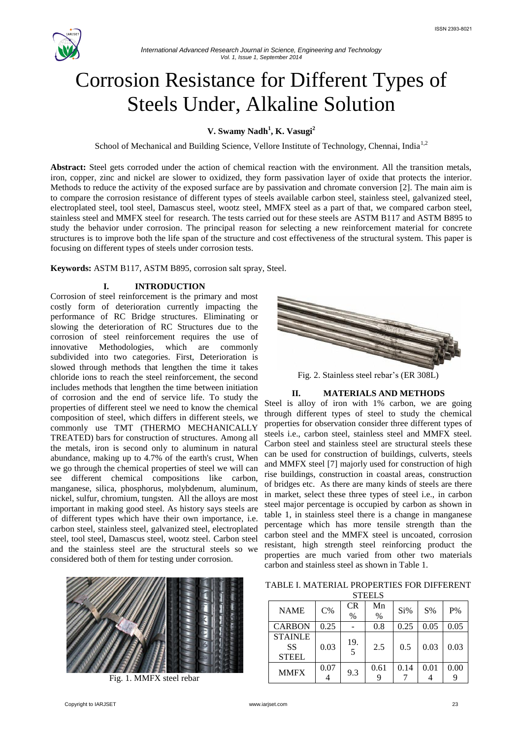# Corrosion Resistance for Different Types of Steels Under, Alkaline Solution

**V. Swamy Nadh[1], K. Vasugi[2]**

School of Mechanical and Building Science, Vellore Institute of Technology, Chennai, India[1,2]

**Abstract:** Steel gets corroded under the action of chemical reaction with the environment. All the transition metals, iron, copper, zinc and nickel are slower to oxidized, they form passivation layer of oxide that protects the interior. Methods to reduce the activity of the exposed surface are by passivation and chromate conversion [2]. The main aim is to compare the corrosion resistance of different types of steels available carbon steel, stainless steel, galvanized steel, electroplated steel, tool steel, Damascus steel, wootz steel, MMFX steel as a part of that, we compared carbon steel, stainless steel and MMFX steel for research. The tests carried out for these steels are ASTM B117 and ASTM B895 to study the behavior under corrosion. The principal reason for selecting a new reinforcement material for concrete structures is to improve both the life span of the structure and cost effectiveness of the structural system. This paper is focusing on different types of steels under corrosion tests.

**Keywords:** ASTM B117, ASTM B895, corrosion salt spray, Steel.

## I. INTRODUCTION

Corrosion of steel reinforcement is the primary and most costly form of deterioration currently impacting the performance of RC Bridge structures. Eliminating or slowing the deterioration of RC Structures due to the corrosion of steel reinforcement requires the use of innovative Methodologies, which are commonly subdivided into two categories. First, Deterioration is slowed through methods that lengthen the time it takes chloride ions to reach the steel reinforcement, the second includes methods that lengthen the time between initiation of corrosion and the end of service life. To study the properties of different steel we need to know the chemical composition of steel, which differs in different steels, we commonly use TMT (THERMO MECHANICALLY TREATED) bars for construction of structures. Among all the metals, iron is second only to aluminum in natural abundance, making up to 4.7% of the earth's crust, When we go through the chemical properties of steel we will can see different chemical compositions like carbon, manganese, silica, phosphorus, molybdenum, aluminum, nickel, sulfur, chromium, tungsten. All the alloys are most important in making good steel. As history says steels are of different types which have their own importance, i.e. carbon steel, stainless steel, galvanized steel, electroplated steel, tool steel, Damascus steel, wootz steel. Carbon steel and the stainless steel are the structural steels so we considered both of them for testing under corrosion.

Fig. 1. MMFX steel rebar

Fig. 2. Stainless steel rebar's (ER 308L)

## II. MATERIALS AND METHODS

Steel is alloy of iron with 1% carbon, we are going through different types of steel to study the chemical properties for observation consider three different types of steels i.e., carbon steel, stainless steel and MMFX steel. Carbon steel and stainless steel are structural steels these can be used for construction of buildings, culverts, steels and MMFX steel [7] majorly used for construction of high rise buildings, construction in coastal areas, construction of bridges etc. As there are many kinds of steels are there in market, select these three types of steel i.e., in carbon steel major percentage is occupied by carbon as shown in table 1, in stainless steel there is a change in manganese percentage which has more tensile strength than the carbon steel and the MMFX steel is uncoated, corrosion resistant, high strength steel reinforcing product the properties are much varied from other two materials carbon and stainless steel as shown in Table 1.

TABLE I. MATERIAL PROPERTIES FOR DIFFERENT STEELS

| NAME | C% | CR % | Mn % | Si% | S% | P% |
|---|---|---|---|---|---|---|
| CARBON | 0.25 | - | 0.8 | 0.25 | 0.05 | 0.05 |
| STAINLESS STEEL | 0.03 | 19.5 | 2.5 | 0.5 | 0.03 | 0.03 |
| MMFX | 0.074 | 9.3 | 0.619 | 0.147 | 0.014 | 0.009 |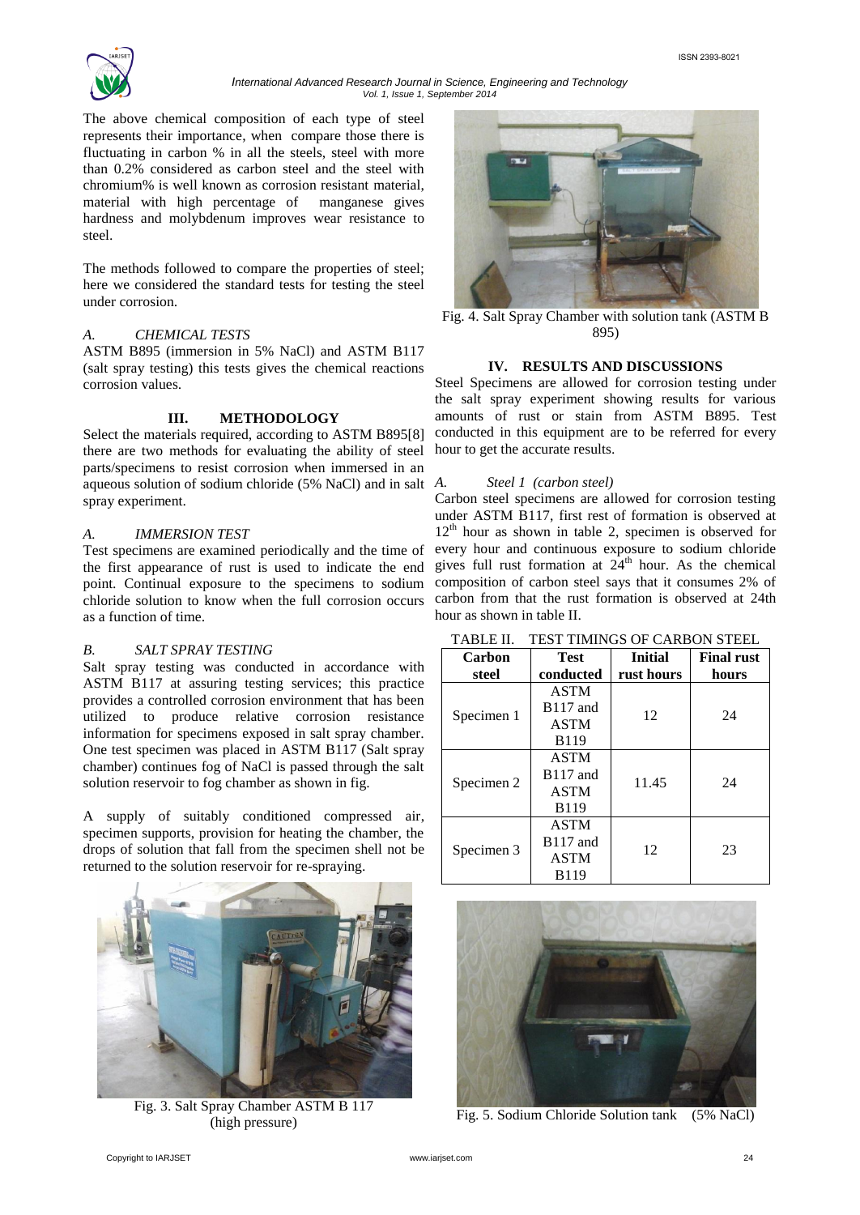The above chemical composition of each type of steel represents their importance, when compare those there is fluctuating in carbon % in all the steels, steel with more than 0.2% considered as carbon steel and the steel with chromium% is well known as corrosion resistant material, material with high percentage of manganese gives hardness and molybdenum improves wear resistance to steel.

The methods followed to compare the properties of steel; here we considered the standard tests for testing the steel under corrosion.

### *A. CHEMICAL TESTS*

ASTM B895 (immersion in 5% NaCl) and ASTM B117 (salt spray testing) this tests gives the chemical reactions corrosion values.

## III. METHODOLOGY

Select the materials required, according to ASTM B895[8] there are two methods for evaluating the ability of steel parts/specimens to resist corrosion when immersed in an aqueous solution of sodium chloride (5% NaCl) and in salt spray experiment.

### *A. IMMERSION TEST*

Test specimens are examined periodically and the time of the first appearance of rust is used to indicate the end point. Continual exposure to the specimens to sodium chloride solution to know when the full corrosion occurs as a function of time.

### *B. SALT SPRAY TESTING*

Salt spray testing was conducted in accordance with ASTM B117 at assuring testing services; this practice provides a controlled corrosion environment that has been utilized to produce relative corrosion resistance information for specimens exposed in salt spray chamber. One test specimen was placed in ASTM B117 (Salt spray chamber) continues fog of NaCl is passed through the salt solution reservoir to fog chamber as shown in fig.

A supply of suitably conditioned compressed air, specimen supports, provision for heating the chamber, the drops of solution that fall from the specimen shell not be returned to the solution reservoir for re-spraying.

Fig. 3. Salt Spray Chamber ASTM B 117 (high pressure)

Fig. 4. Salt Spray Chamber with solution tank (ASTM B 895)

## IV. RESULTS AND DISCUSSIONS

Steel Specimens are allowed for corrosion testing under the salt spray experiment showing results for various amounts of rust or stain from ASTM B895. Test conducted in this equipment are to be referred for every hour to get the accurate results.

### *A. Steel 1 (carbon steel)*

Carbon steel specimens are allowed for corrosion testing under ASTM B117, first rest of formation is observed at $12^{th}$ hour as shown in table 2, specimen is observed for every hour and continuous exposure to sodium chloride gives full rust formation at $24^{th}$ hour. As the chemical composition of carbon steel says that it consumes 2% of carbon from that the rust formation is observed at 24th hour as shown in table II.

TABLE II. TEST TIMINGS OF CARBON STEEL

| Carbon steel | Test conducted | Initial rust hours | Final rust hours |
| --- | --- | --- | --- |
| Specimen 1 | ASTM B117 and ASTM B119 | 12 | 24 |
| Specimen 2 | ASTM B117 and ASTM B119 | 11.45 | 24 |
| Specimen 3 | ASTM B117 and ASTM B119 | 12 | 23 |

Fig. 5. Sodium Chloride Solution tank (5% NaCl)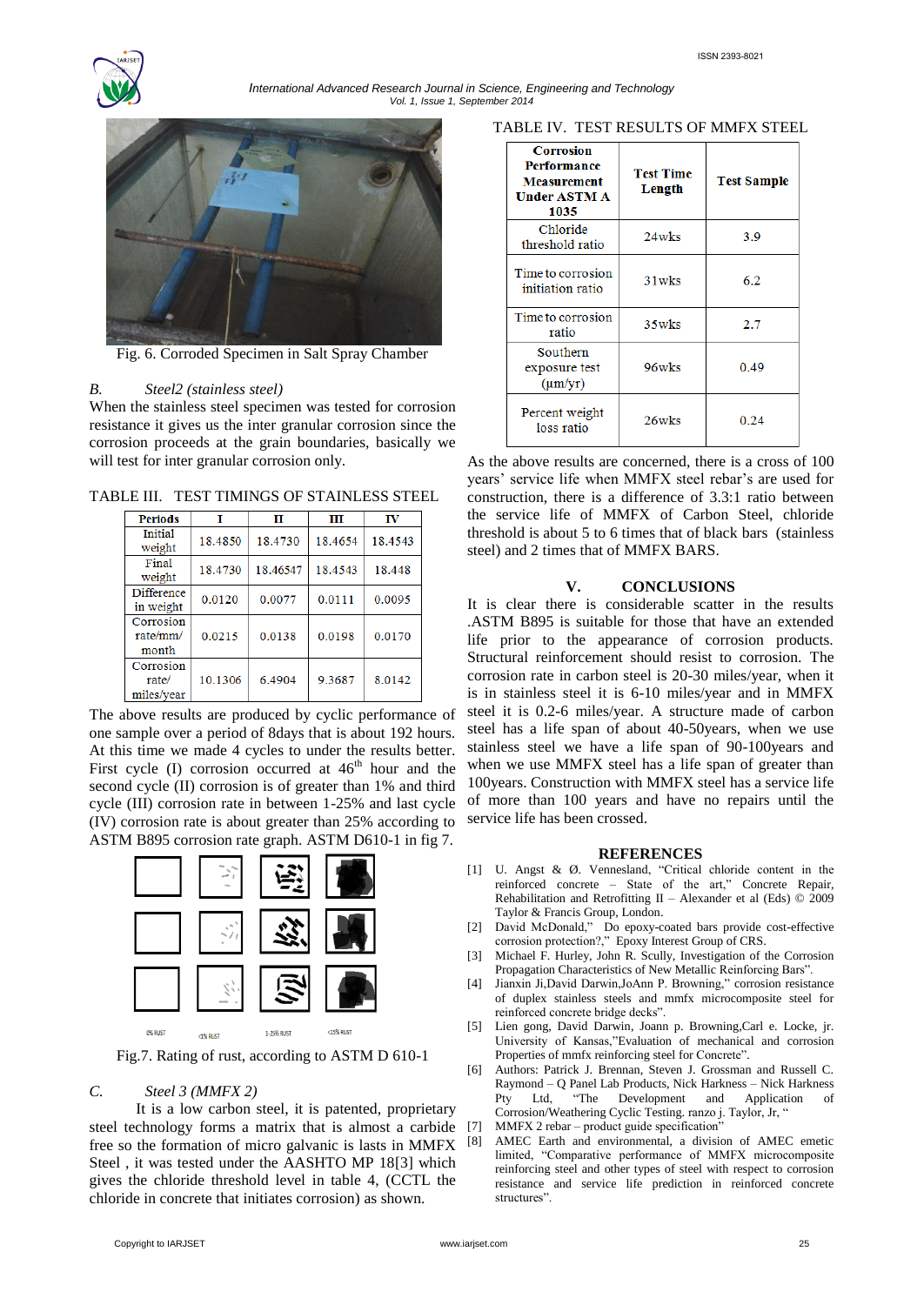Fig. 6. Corroded Specimen in Salt Spray Chamber

### B. Steel2 (stainless steel)

When the stainless steel specimen was tested for corrosion resistance it gives us the inter granular corrosion since the corrosion proceeds at the grain boundaries, basically we will test for inter granular corrosion only.

TABLE III. TEST TIMINGS OF STAINLESS STEEL

| Periods | I | II | III | IV |
|---|---|---|---|---|
| Initial weight | 18.4850 | 18.4730 | 18.4654 | 18.4543 |
| Final weight | 18.4730 | 18.46547 | 18.4543 | 18.448 |
| Difference in weight | 0.0120 | 0.0077 | 0.0111 | 0.0095 |
| Corrosion rate/mm/month | 0.0215 | 0.0138 | 0.0198 | 0.0170 |
| Corrosion rate/ miles/year | 10.1306 | 6.4904 | 9.3687 | 8.0142 |

The above results are produced by cyclic performance of one sample over a period of 8days that is about 192 hours. At this time we made 4 cycles to under the results better. First cycle (I) corrosion occurred at 46th hour and the second cycle (II) corrosion is of greater than 1% and third cycle (III) corrosion rate in between 1-25% and last cycle (IV) corrosion rate is about greater than 25% according to ASTM B895 corrosion rate graph. ASTM D610-1 in fig 7.

0% RUST

<1% RUST

1-25% RUST

<25% RUST

Fig.7. Rating of rust, according to ASTM D 610-1

### C. Steel 3 (MMFX 2)

It is a low carbon steel, it is patented, proprietary steel technology forms a matrix that is almost a carbide free so the formation of micro galvanic is lasts in MMFX Steel , it was tested under the AASHTO MP 18[3] which gives the chloride threshold level in table 4, (CCTL the chloride in concrete that initiates corrosion) as shown.

TABLE IV. TEST RESULTS OF MMFX STEEL

| Corrosion Performance Measurement Under ASTM A 1035 | Test Time Length | Test Sample |
|---|---|---|
| Chloride threshold ratio | 24wks | 3.9 |
| Time to corrosion initiation ratio | 31wks | 6.2 |
| Time to corrosion ratio | 35wks | 2.7 |
| Southern exposure test (μm/yr) | 96wks | 0.49 |
| Percent weight loss ratio | 26wks | 0.24 |

As the above results are concerned, there is a cross of 100 years' service life when MMFX steel rebar's are used for construction, there is a difference of 3.3:1 ratio between the service life of MMFX of Carbon Steel, chloride threshold is about 5 to 6 times that of black bars (stainless steel) and 2 times that of MMFX BARS.

## V. CONCLUSIONS

It is clear there is considerable scatter in the results .ASTM B895 is suitable for those that have an extended life prior to the appearance of corrosion products. Structural reinforcement should resist to corrosion. The corrosion rate in carbon steel is 20-30 miles/year, when it is in stainless steel it is 6-10 miles/year and in MMFX steel it is 0.2-6 miles/year. A structure made of carbon steel has a life span of about 40-50years, when we use stainless steel we have a life span of 90-100years and when we use MMFX steel has a life span of greater than 100years. Construction with MMFX steel has a service life of more than 100 years and have no repairs until the service life has been crossed.

## REFERENCES

[1] U. Angst & Ø. Vennesland, "Critical chloride content in the reinforced concrete – State of the art," Concrete Repair, Rehabilitation and Retrofitting II – Alexander et al (Eds) © 2009 Taylor & Francis Group, London.

[2] David McDonald," Do epoxy-coated bars provide cost-effective corrosion protection?," Epoxy Interest Group of CRS.

[3] Michael F. Hurley, John R. Scully, Investigation of the Corrosion Propagation Characteristics of New Metallic Reinforcing Bars".

[4] Jianxin Ji,David Darwin,JoAnn P. Browning," corrosion resistance of duplex stainless steels and mmfx microcomposite steel for reinforced concrete bridge decks".

[5] Lien gong, David Darwin, Joann p. Browning,Carl e. Locke, jr. University of Kansas,"Evaluation of mechanical and corrosion Properties of mmfx reinforcing steel for Concrete".

[6] Authors: Patrick J. Brennan, Steven J. Grossman and Russell C. Raymond – Q Panel Lab Products, Nick Harkness – Nick Harkness Pty Ltd, "The Development and Application of Corrosion/Weathering Cyclic Testing. ranzo j. Taylor, Jr, "

[7] MMFX 2 rebar – product guide specification"

[8] AMEC Earth and environmental, a division of AMEC emetic limited, "Comparative performance of MMFX microcomposite reinforcing steel and other types of steel with respect to corrosion resistance and service life prediction in reinforced concrete structures".